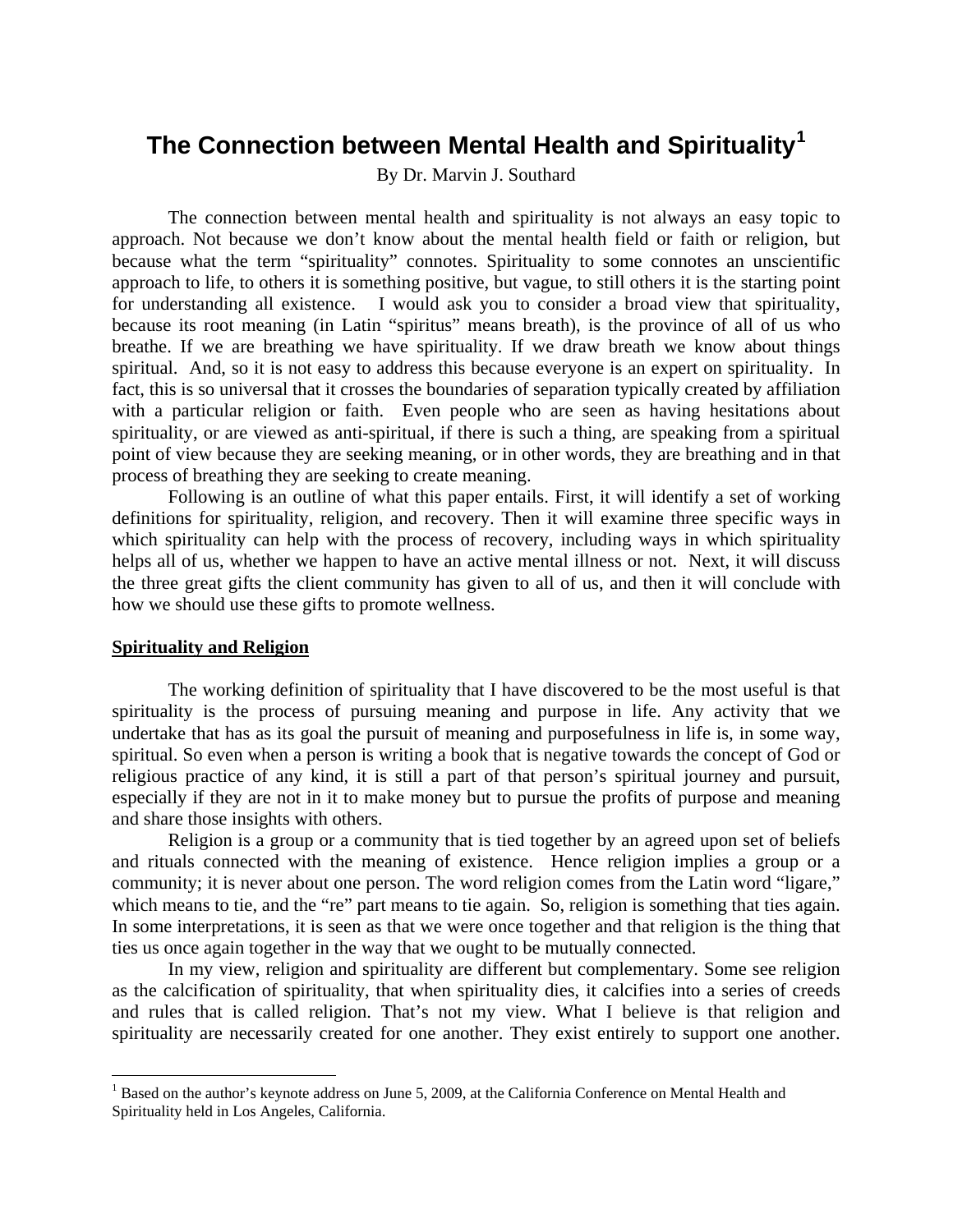# The Connection between Mental Health and Spirituality[1]

By Dr. Marvin J. Southard

The connection between mental health and spirituality is not always an easy topic to approach. Not because we don't know about the mental health field or faith or religion, but because what the term "spirituality" connotes. Spirituality to some connotes an unscientific approach to life, to others it is something positive, but vague, to still others it is the starting point for understanding all existence. I would ask you to consider a broad view that spirituality, because its root meaning (in Latin "spiritus" means breath), is the province of all of us who breathe. If we are breathing we have spirituality. If we draw breath we know about things spiritual. And, so it is not easy to address this because everyone is an expert on spirituality. In fact, this is so universal that it crosses the boundaries of separation typically created by affiliation with a particular religion or faith. Even people who are seen as having hesitations about spirituality, or are viewed as anti-spiritual, if there is such a thing, are speaking from a spiritual point of view because they are seeking meaning, or in other words, they are breathing and in that process of breathing they are seeking to create meaning.

Following is an outline of what this paper entails. First, it will identify a set of working definitions for spirituality, religion, and recovery. Then it will examine three specific ways in which spirituality can help with the process of recovery, including ways in which spirituality helps all of us, whether we happen to have an active mental illness or not. Next, it will discuss the three great gifts the client community has given to all of us, and then it will conclude with how we should use these gifts to promote wellness.

## Spirituality and Religion

The working definition of spirituality that I have discovered to be the most useful is that spirituality is the process of pursuing meaning and purpose in life. Any activity that we undertake that has as its goal the pursuit of meaning and purposefulness in life is, in some way, spiritual. So even when a person is writing a book that is negative towards the concept of God or religious practice of any kind, it is still a part of that person's spiritual journey and pursuit, especially if they are not in it to make money but to pursue the profits of purpose and meaning and share those insights with others.

Religion is a group or a community that is tied together by an agreed upon set of beliefs and rituals connected with the meaning of existence. Hence religion implies a group or a community; it is never about one person. The word religion comes from the Latin word "ligare," which means to tie, and the "re" part means to tie again. So, religion is something that ties again. In some interpretations, it is seen as that we were once together and that religion is the thing that ties us once again together in the way that we ought to be mutually connected.

In my view, religion and spirituality are different but complementary. Some see religion as the calcification of spirituality, that when spirituality dies, it calcifies into a series of creeds and rules that is called religion. That's not my view. What I believe is that religion and spirituality are necessarily created for one another. They exist entirely to support one another.

[1] Based on the author's keynote address on June 5, 2009, at the California Conference on Mental Health and Spirituality held in Los Angeles, California.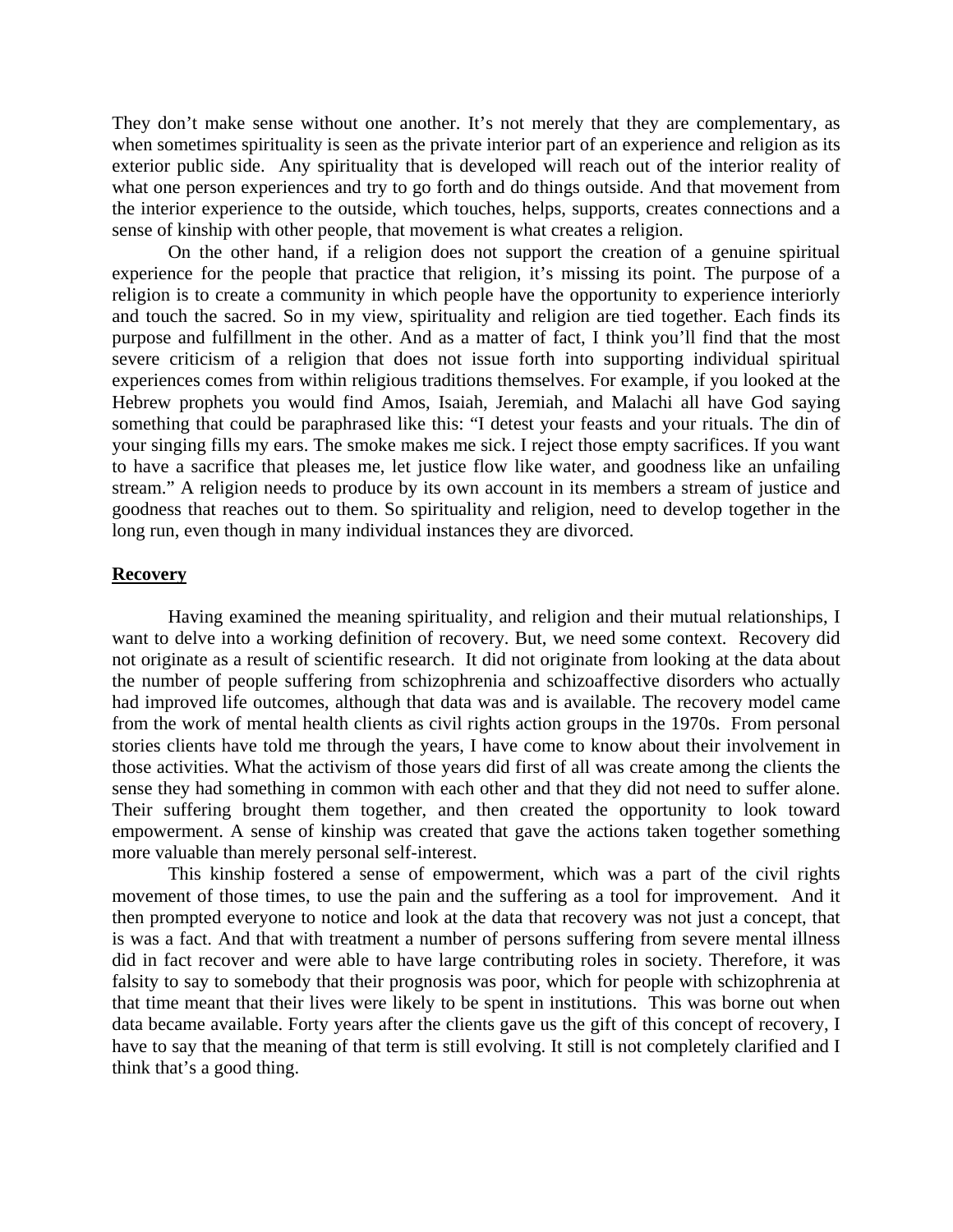They don't make sense without one another. It's not merely that they are complementary, as when sometimes spirituality is seen as the private interior part of an experience and religion as its exterior public side. Any spirituality that is developed will reach out of the interior reality of what one person experiences and try to go forth and do things outside. And that movement from the interior experience to the outside, which touches, helps, supports, creates connections and a sense of kinship with other people, that movement is what creates a religion.

On the other hand, if a religion does not support the creation of a genuine spiritual experience for the people that practice that religion, it's missing its point. The purpose of a religion is to create a community in which people have the opportunity to experience interiorly and touch the sacred. So in my view, spirituality and religion are tied together. Each finds its purpose and fulfillment in the other. And as a matter of fact, I think you'll find that the most severe criticism of a religion that does not issue forth into supporting individual spiritual experiences comes from within religious traditions themselves. For example, if you looked at the Hebrew prophets you would find Amos, Isaiah, Jeremiah, and Malachi all have God saying something that could be paraphrased like this: "I detest your feasts and your rituals. The din of your singing fills my ears. The smoke makes me sick. I reject those empty sacrifices. If you want to have a sacrifice that pleases me, let justice flow like water, and goodness like an unfailing stream." A religion needs to produce by its own account in its members a stream of justice and goodness that reaches out to them. So spirituality and religion, need to develop together in the long run, even though in many individual instances they are divorced.

## Recovery

Having examined the meaning spirituality, and religion and their mutual relationships, I want to delve into a working definition of recovery. But, we need some context. Recovery did not originate as a result of scientific research. It did not originate from looking at the data about the number of people suffering from schizophrenia and schizoaffective disorders who actually had improved life outcomes, although that data was and is available. The recovery model came from the work of mental health clients as civil rights action groups in the 1970s. From personal stories clients have told me through the years, I have come to know about their involvement in those activities. What the activism of those years did first of all was create among the clients the sense they had something in common with each other and that they did not need to suffer alone. Their suffering brought them together, and then created the opportunity to look toward empowerment. A sense of kinship was created that gave the actions taken together something more valuable than merely personal self-interest.

This kinship fostered a sense of empowerment, which was a part of the civil rights movement of those times, to use the pain and the suffering as a tool for improvement. And it then prompted everyone to notice and look at the data that recovery was not just a concept, that is was a fact. And that with treatment a number of persons suffering from severe mental illness did in fact recover and were able to have large contributing roles in society. Therefore, it was falsity to say to somebody that their prognosis was poor, which for people with schizophrenia at that time meant that their lives were likely to be spent in institutions. This was borne out when data became available. Forty years after the clients gave us the gift of this concept of recovery, I have to say that the meaning of that term is still evolving. It still is not completely clarified and I think that's a good thing.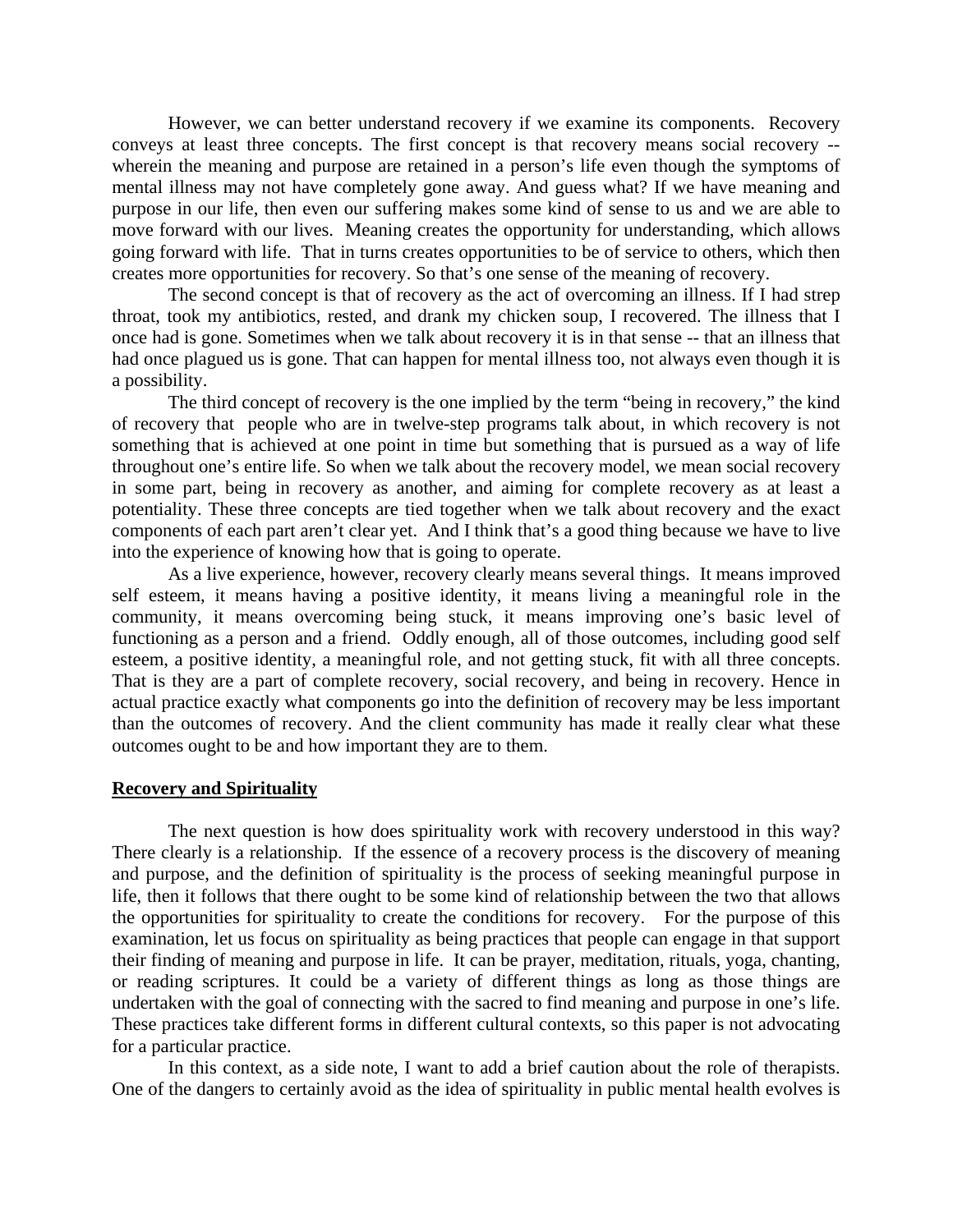However, we can better understand recovery if we examine its components. Recovery conveys at least three concepts. The first concept is that recovery means social recovery -- wherein the meaning and purpose are retained in a person's life even though the symptoms of mental illness may not have completely gone away. And guess what? If we have meaning and purpose in our life, then even our suffering makes some kind of sense to us and we are able to move forward with our lives. Meaning creates the opportunity for understanding, which allows going forward with life. That in turns creates opportunities to be of service to others, which then creates more opportunities for recovery. So that's one sense of the meaning of recovery.

The second concept is that of recovery as the act of overcoming an illness. If I had strep throat, took my antibiotics, rested, and drank my chicken soup, I recovered. The illness that I once had is gone. Sometimes when we talk about recovery it is in that sense -- that an illness that had once plagued us is gone. That can happen for mental illness too, not always even though it is a possibility.

The third concept of recovery is the one implied by the term "being in recovery," the kind of recovery that people who are in twelve-step programs talk about, in which recovery is not something that is achieved at one point in time but something that is pursued as a way of life throughout one's entire life. So when we talk about the recovery model, we mean social recovery in some part, being in recovery as another, and aiming for complete recovery as at least a potentiality. These three concepts are tied together when we talk about recovery and the exact components of each part aren't clear yet. And I think that's a good thing because we have to live into the experience of knowing how that is going to operate.

As a live experience, however, recovery clearly means several things. It means improved self esteem, it means having a positive identity, it means living a meaningful role in the community, it means overcoming being stuck, it means improving one's basic level of functioning as a person and a friend. Oddly enough, all of those outcomes, including good self esteem, a positive identity, a meaningful role, and not getting stuck, fit with all three concepts. That is they are a part of complete recovery, social recovery, and being in recovery. Hence in actual practice exactly what components go into the definition of recovery may be less important than the outcomes of recovery. And the client community has made it really clear what these outcomes ought to be and how important they are to them.

## Recovery and Spirituality

The next question is how does spirituality work with recovery understood in this way? There clearly is a relationship. If the essence of a recovery process is the discovery of meaning and purpose, and the definition of spirituality is the process of seeking meaningful purpose in life, then it follows that there ought to be some kind of relationship between the two that allows the opportunities for spirituality to create the conditions for recovery. For the purpose of this examination, let us focus on spirituality as being practices that people can engage in that support their finding of meaning and purpose in life. It can be prayer, meditation, rituals, yoga, chanting, or reading scriptures. It could be a variety of different things as long as those things are undertaken with the goal of connecting with the sacred to find meaning and purpose in one's life. These practices take different forms in different cultural contexts, so this paper is not advocating for a particular practice.

In this context, as a side note, I want to add a brief caution about the role of therapists. One of the dangers to certainly avoid as the idea of spirituality in public mental health evolves is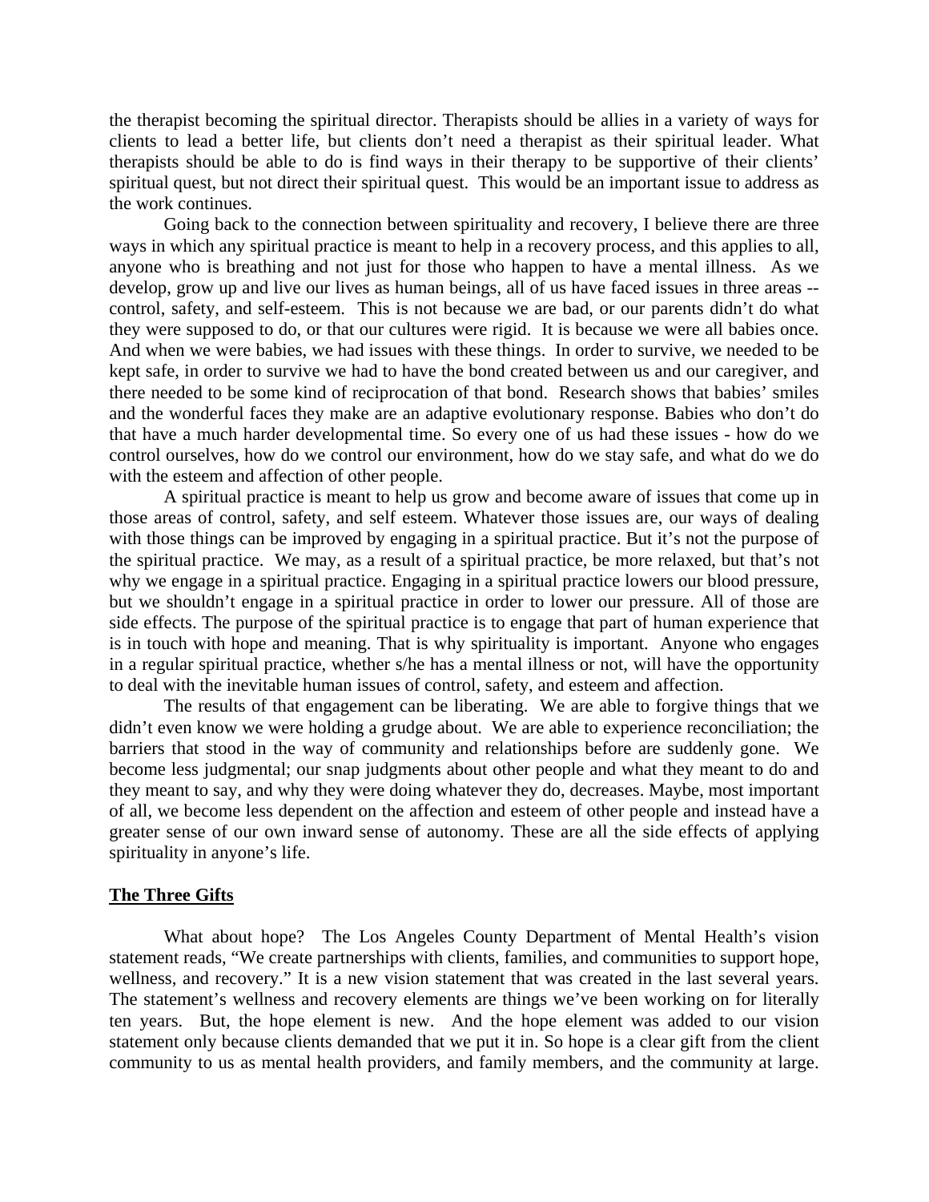the therapist becoming the spiritual director. Therapists should be allies in a variety of ways for clients to lead a better life, but clients don't need a therapist as their spiritual leader. What therapists should be able to do is find ways in their therapy to be supportive of their clients' spiritual quest, but not direct their spiritual quest. This would be an important issue to address as the work continues.

Going back to the connection between spirituality and recovery, I believe there are three ways in which any spiritual practice is meant to help in a recovery process, and this applies to all, anyone who is breathing and not just for those who happen to have a mental illness. As we develop, grow up and live our lives as human beings, all of us have faced issues in three areas -- control, safety, and self-esteem. This is not because we are bad, or our parents didn't do what they were supposed to do, or that our cultures were rigid. It is because we were all babies once. And when we were babies, we had issues with these things. In order to survive, we needed to be kept safe, in order to survive we had to have the bond created between us and our caregiver, and there needed to be some kind of reciprocation of that bond. Research shows that babies' smiles and the wonderful faces they make are an adaptive evolutionary response. Babies who don't do that have a much harder developmental time. So every one of us had these issues - how do we control ourselves, how do we control our environment, how do we stay safe, and what do we do with the esteem and affection of other people.

A spiritual practice is meant to help us grow and become aware of issues that come up in those areas of control, safety, and self esteem. Whatever those issues are, our ways of dealing with those things can be improved by engaging in a spiritual practice. But it's not the purpose of the spiritual practice. We may, as a result of a spiritual practice, be more relaxed, but that's not why we engage in a spiritual practice. Engaging in a spiritual practice lowers our blood pressure, but we shouldn't engage in a spiritual practice in order to lower our pressure. All of those are side effects. The purpose of the spiritual practice is to engage that part of human experience that is in touch with hope and meaning. That is why spirituality is important. Anyone who engages in a regular spiritual practice, whether s/he has a mental illness or not, will have the opportunity to deal with the inevitable human issues of control, safety, and esteem and affection.

The results of that engagement can be liberating. We are able to forgive things that we didn't even know we were holding a grudge about. We are able to experience reconciliation; the barriers that stood in the way of community and relationships before are suddenly gone. We become less judgmental; our snap judgments about other people and what they meant to do and they meant to say, and why they were doing whatever they do, decreases. Maybe, most important of all, we become less dependent on the affection and esteem of other people and instead have a greater sense of our own inward sense of autonomy. These are all the side effects of applying spirituality in anyone's life.

## The Three Gifts

What about hope? The Los Angeles County Department of Mental Health's vision statement reads, "We create partnerships with clients, families, and communities to support hope, wellness, and recovery." It is a new vision statement that was created in the last several years. The statement's wellness and recovery elements are things we've been working on for literally ten years. But, the hope element is new. And the hope element was added to our vision statement only because clients demanded that we put it in. So hope is a clear gift from the client community to us as mental health providers, and family members, and the community at large.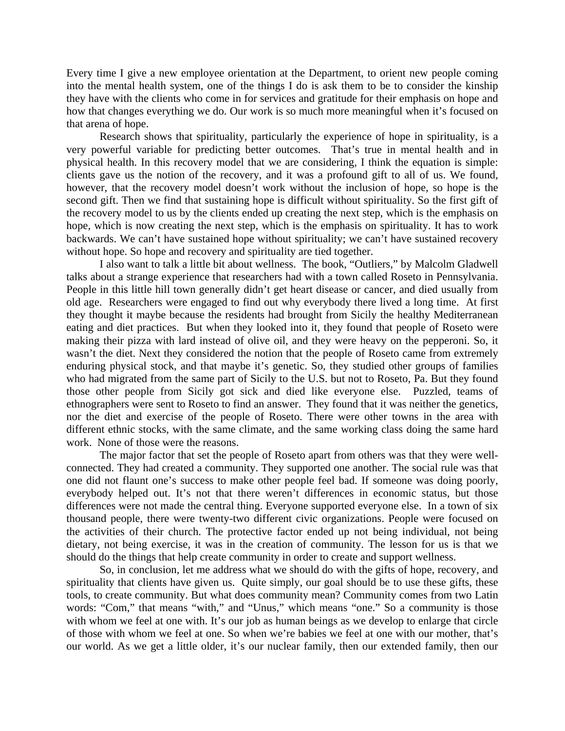Every time I give a new employee orientation at the Department, to orient new people coming into the mental health system, one of the things I do is ask them to be to consider the kinship they have with the clients who come in for services and gratitude for their emphasis on hope and how that changes everything we do. Our work is so much more meaningful when it's focused on that arena of hope.

Research shows that spirituality, particularly the experience of hope in spirituality, is a very powerful variable for predicting better outcomes. That's true in mental health and in physical health. In this recovery model that we are considering, I think the equation is simple: clients gave us the notion of the recovery, and it was a profound gift to all of us. We found, however, that the recovery model doesn't work without the inclusion of hope, so hope is the second gift. Then we find that sustaining hope is difficult without spirituality. So the first gift of the recovery model to us by the clients ended up creating the next step, which is the emphasis on hope, which is now creating the next step, which is the emphasis on spirituality. It has to work backwards. We can't have sustained hope without spirituality; we can't have sustained recovery without hope. So hope and recovery and spirituality are tied together.

I also want to talk a little bit about wellness. The book, "Outliers," by Malcolm Gladwell talks about a strange experience that researchers had with a town called Roseto in Pennsylvania. People in this little hill town generally didn't get heart disease or cancer, and died usually from old age. Researchers were engaged to find out why everybody there lived a long time. At first they thought it maybe because the residents had brought from Sicily the healthy Mediterranean eating and diet practices. But when they looked into it, they found that people of Roseto were making their pizza with lard instead of olive oil, and they were heavy on the pepperoni. So, it wasn't the diet. Next they considered the notion that the people of Roseto came from extremely enduring physical stock, and that maybe it's genetic. So, they studied other groups of families who had migrated from the same part of Sicily to the U.S. but not to Roseto, Pa. But they found those other people from Sicily got sick and died like everyone else. Puzzled, teams of ethnographers were sent to Roseto to find an answer. They found that it was neither the genetics, nor the diet and exercise of the people of Roseto. There were other towns in the area with different ethnic stocks, with the same climate, and the same working class doing the same hard work. None of those were the reasons.

The major factor that set the people of Roseto apart from others was that they were well-connected. They had created a community. They supported one another. The social rule was that one did not flaunt one's success to make other people feel bad. If someone was doing poorly, everybody helped out. It's not that there weren't differences in economic status, but those differences were not made the central thing. Everyone supported everyone else. In a town of six thousand people, there were twenty-two different civic organizations. People were focused on the activities of their church. The protective factor ended up not being individual, not being dietary, not being exercise, it was in the creation of community. The lesson for us is that we should do the things that help create community in order to create and support wellness.

So, in conclusion, let me address what we should do with the gifts of hope, recovery, and spirituality that clients have given us. Quite simply, our goal should be to use these gifts, these tools, to create community. But what does community mean? Community comes from two Latin words: "Com," that means "with," and "Unus," which means "one." So a community is those with whom we feel at one with. It's our job as human beings as we develop to enlarge that circle of those with whom we feel at one. So when we're babies we feel at one with our mother, that's our world. As we get a little older, it's our nuclear family, then our extended family, then our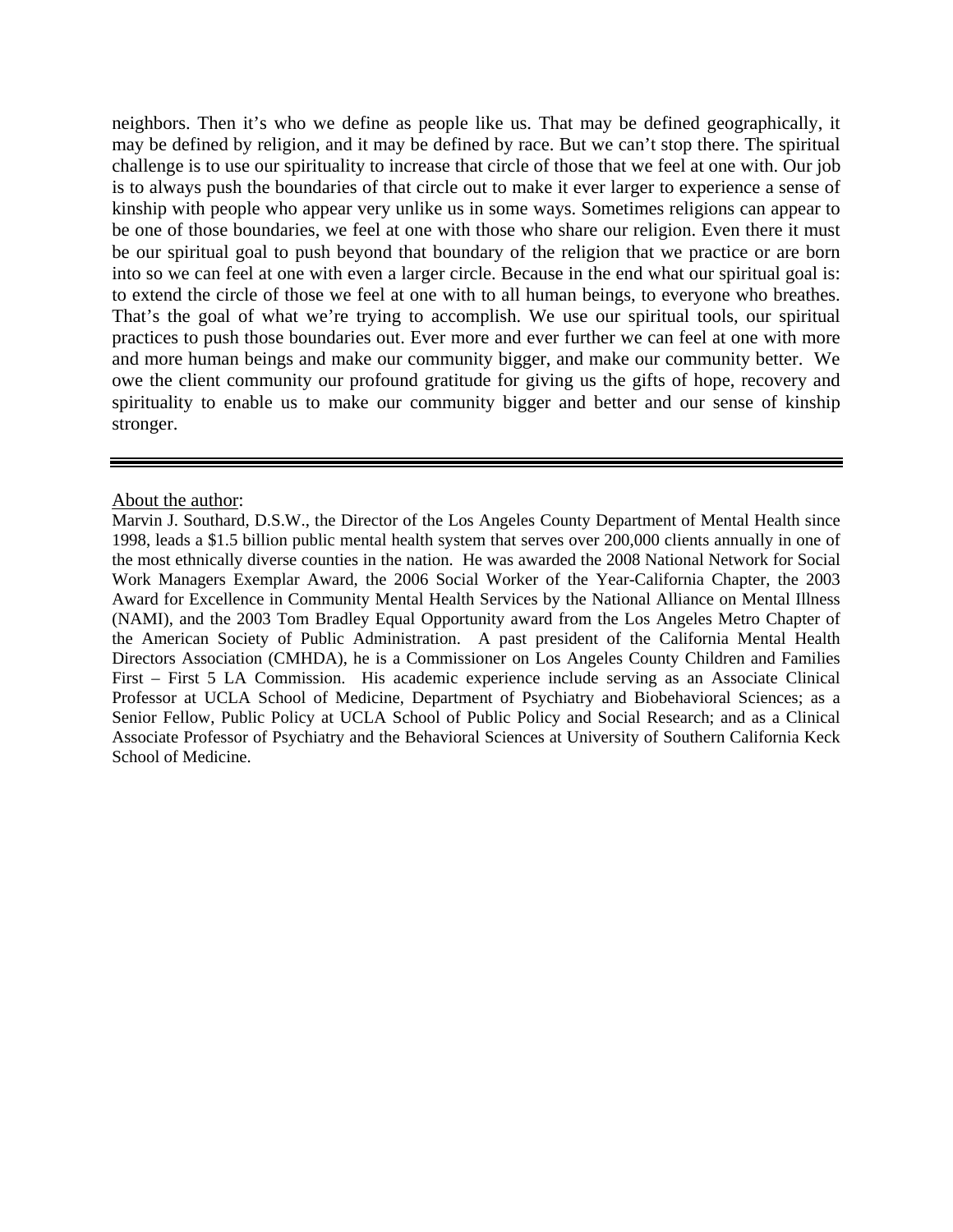neighbors. Then it's who we define as people like us. That may be defined geographically, it may be defined by religion, and it may be defined by race. But we can't stop there. The spiritual challenge is to use our spirituality to increase that circle of those that we feel at one with. Our job is to always push the boundaries of that circle out to make it ever larger to experience a sense of kinship with people who appear very unlike us in some ways. Sometimes religions can appear to be one of those boundaries, we feel at one with those who share our religion. Even there it must be our spiritual goal to push beyond that boundary of the religion that we practice or are born into so we can feel at one with even a larger circle. Because in the end what our spiritual goal is: to extend the circle of those we feel at one with to all human beings, to everyone who breathes. That's the goal of what we're trying to accomplish. We use our spiritual tools, our spiritual practices to push those boundaries out. Ever more and ever further we can feel at one with more and more human beings and make our community bigger, and make our community better. We owe the client community our profound gratitude for giving us the gifts of hope, recovery and spirituality to enable us to make our community bigger and better and our sense of kinship stronger.

---

About the author:

Marvin J. Southard, D.S.W., the Director of the Los Angeles County Department of Mental Health since 1998, leads a $1.5 billion public mental health system that serves over 200,000 clients annually in one of the most ethnically diverse counties in the nation. He was awarded the 2008 National Network for Social Work Managers Exemplar Award, the 2006 Social Worker of the Year-California Chapter, the 2003 Award for Excellence in Community Mental Health Services by the National Alliance on Mental Illness (NAMI), and the 2003 Tom Bradley Equal Opportunity award from the Los Angeles Metro Chapter of the American Society of Public Administration. A past president of the California Mental Health Directors Association (CMHDA), he is a Commissioner on Los Angeles County Children and Families First – First 5 LA Commission. His academic experience include serving as an Associate Clinical Professor at UCLA School of Medicine, Department of Psychiatry and Biobehavioral Sciences; as a Senior Fellow, Public Policy at UCLA School of Public Policy and Social Research; and as a Clinical Associate Professor of Psychiatry and the Behavioral Sciences at University of Southern California Keck School of Medicine.